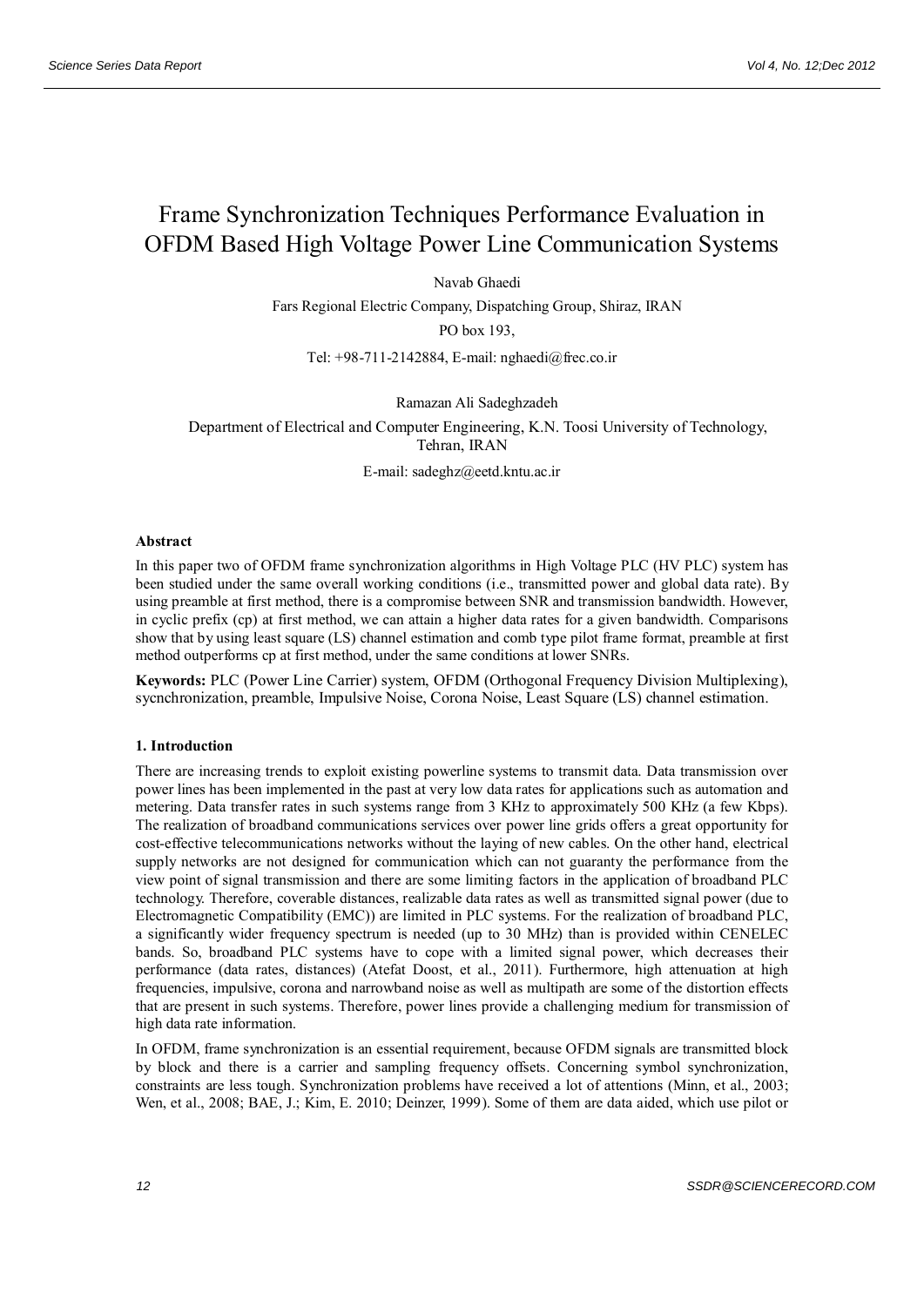# Frame Synchronization Techniques Performance Evaluation in OFDM Based High Voltage Power Line Communication Systems

Navab Ghaedi

Fars Regional Electric Company, Dispatching Group, Shiraz, IRAN

PO box 193,

Tel: +98-711-2142884, E-mail: nghaedi@frec.co.ir

Ramazan Ali Sadeghzadeh

Department of Electrical and Computer Engineering, K.N. Toosi University of Technology, Tehran, IRAN

E-mail: sadeghz@eetd.kntu.ac.ir

### Abstract

In this paper two of OFDM frame synchronization algorithms in High Voltage PLC (HV PLC) system has been studied under the same overall working conditions (i.e., transmitted power and global data rate). By using preamble at first method, there is a compromise between SNR and transmission bandwidth. However, in cyclic prefix (cp) at first method, we can attain a higher data rates for a given bandwidth. Comparisons show that by using least square (LS) channel estimation and comb type pilot frame format, preamble at first method outperforms cp at first method, under the same conditions at lower SNRs.

**Keywords:** PLC (Power Line Carrier) system, OFDM (Orthogonal Frequency Division Multiplexing), sycnchronization, preamble, Impulsive Noise, Corona Noise, Least Square (LS) channel estimation.

### 1. Introduction

There are increasing trends to exploit existing powerline systems to transmit data. Data transmission over power lines has been implemented in the past at very low data rates for applications such as automation and metering. Data transfer rates in such systems range from 3 KHz to approximately 500 KHz (a few Kbps). The realization of broadband communications services over power line grids offers a great opportunity for cost-effective telecommunications networks without the laying of new cables. On the other hand, electrical supply networks are not designed for communication which can not guaranty the performance from the view point of signal transmission and there are some limiting factors in the application of broadband PLC technology. Therefore, coverable distances, realizable data rates as well as transmitted signal power (due to Electromagnetic Compatibility (EMC)) are limited in PLC systems. For the realization of broadband PLC, a significantly wider frequency spectrum is needed (up to 30 MHz) than is provided within CENELEC bands. So, broadband PLC systems have to cope with a limited signal power, which decreases their performance (data rates, distances) (Atefat Doost, et al., 2011). Furthermore, high attenuation at high frequencies, impulsive, corona and narrowband noise as well as multipath are some of the distortion effects that are present in such systems. Therefore, power lines provide a challenging medium for transmission of high data rate information.

In OFDM, frame synchronization is an essential requirement, because OFDM signals are transmitted block by block and there is a carrier and sampling frequency offsets. Concerning symbol synchronization, constraints are less tough. Synchronization problems have received a lot of attentions (Minn, et al., 2003; Wen, et al., 2008; BAE, J.; Kim, E. 2010; Deinzer, 1999). Some of them are data aided, which use pilot or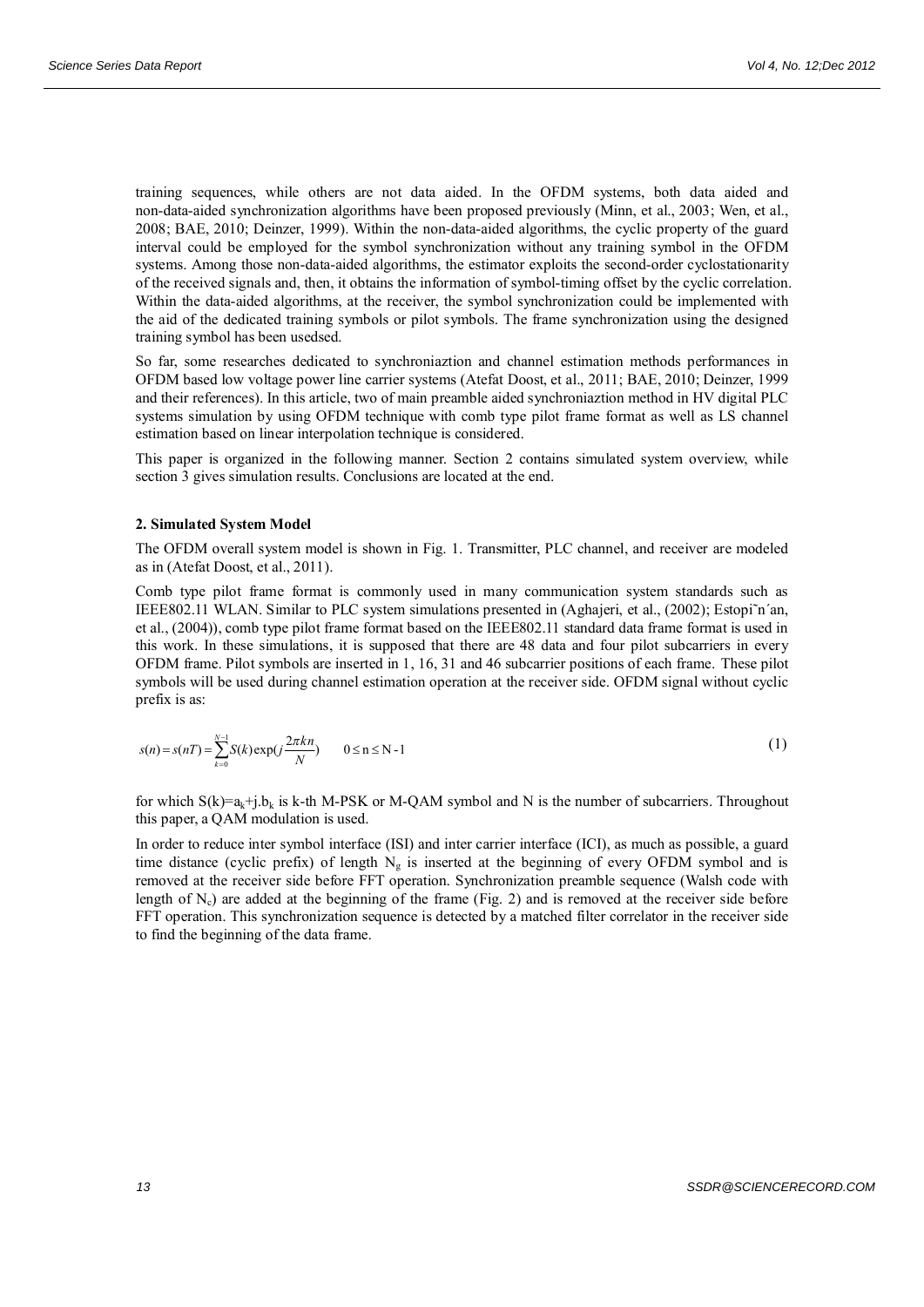training sequences, while others are not data aided. In the OFDM systems, both data aided and non-data-aided synchronization algorithms have been proposed previously (Minn, et al., 2003; Wen, et al., 2008; BAE, 2010; Deinzer, 1999). Within the non-data-aided algorithms, the cyclic property of the guard interval could be employed for the symbol synchronization without any training symbol in the OFDM systems. Among those non-data-aided algorithms, the estimator exploits the second-order cyclostationarity of the received signals and, then, it obtains the information of symbol-timing offset by the cyclic correlation. Within the data-aided algorithms, at the receiver, the symbol synchronization could be implemented with the aid of the dedicated training symbols or pilot symbols. The frame synchronization using the designed training symbol has been usedsed.

So far, some researches dedicated to synchroniaztion and channel estimation methods performances in OFDM based low voltage power line carrier systems (Atefat Doost, et al., 2011; BAE, 2010; Deinzer, 1999 and their references). In this article, two of main preamble aided synchroniaztion method in HV digital PLC systems simulation by using OFDM technique with comb type pilot frame format as well as LS channel estimation based on linear interpolation technique is considered.

This paper is organized in the following manner. Section 2 contains simulated system overview, while section 3 gives simulation results. Conclusions are located at the end.

## 2. Simulated System Model

The OFDM overall system model is shown in Fig. 1. Transmitter, PLC channel, and receiver are modeled as in (Atefat Doost, et al., 2011).

Comb type pilot frame format is commonly used in many communication system standards such as IEEE802.11 WLAN. Similar to PLC system simulations presented in (Aghajeri, et al., (2002); Estopi˜n´an, et al., (2004)), comb type pilot frame format based on the IEEE802.11 standard data frame format is used in this work. In these simulations, it is supposed that there are 48 data and four pilot subcarriers in every OFDM frame. Pilot symbols are inserted in 1, 16, 31 and 46 subcarrier positions of each frame. These pilot symbols will be used during channel estimation operation at the receiver side. OFDM signal without cyclic prefix is as:

$$s(n) = s(nT) = \sum_{k=0}^{N-1} S(k) \exp\left(j\frac{2\pi kn}{N}\right) \qquad 0 \leq n \leq N-1 \tag{1}$$

for which $S(k)=a_k+j.b_k$ is k-th M-PSK or M-QAM symbol and N is the number of subcarriers. Throughout this paper, a QAM modulation is used.

In order to reduce inter symbol interface (ISI) and inter carrier interface (ICI), as much as possible, a guard time distance (cyclic prefix) of length $N_g$ is inserted at the beginning of every OFDM symbol and is removed at the receiver side before FFT operation. Synchronization preamble sequence (Walsh code with length of $N_c$) are added at the beginning of the frame (Fig. 2) and is removed at the receiver side before FFT operation. This synchronization sequence is detected by a matched filter correlator in the receiver side to find the beginning of the data frame.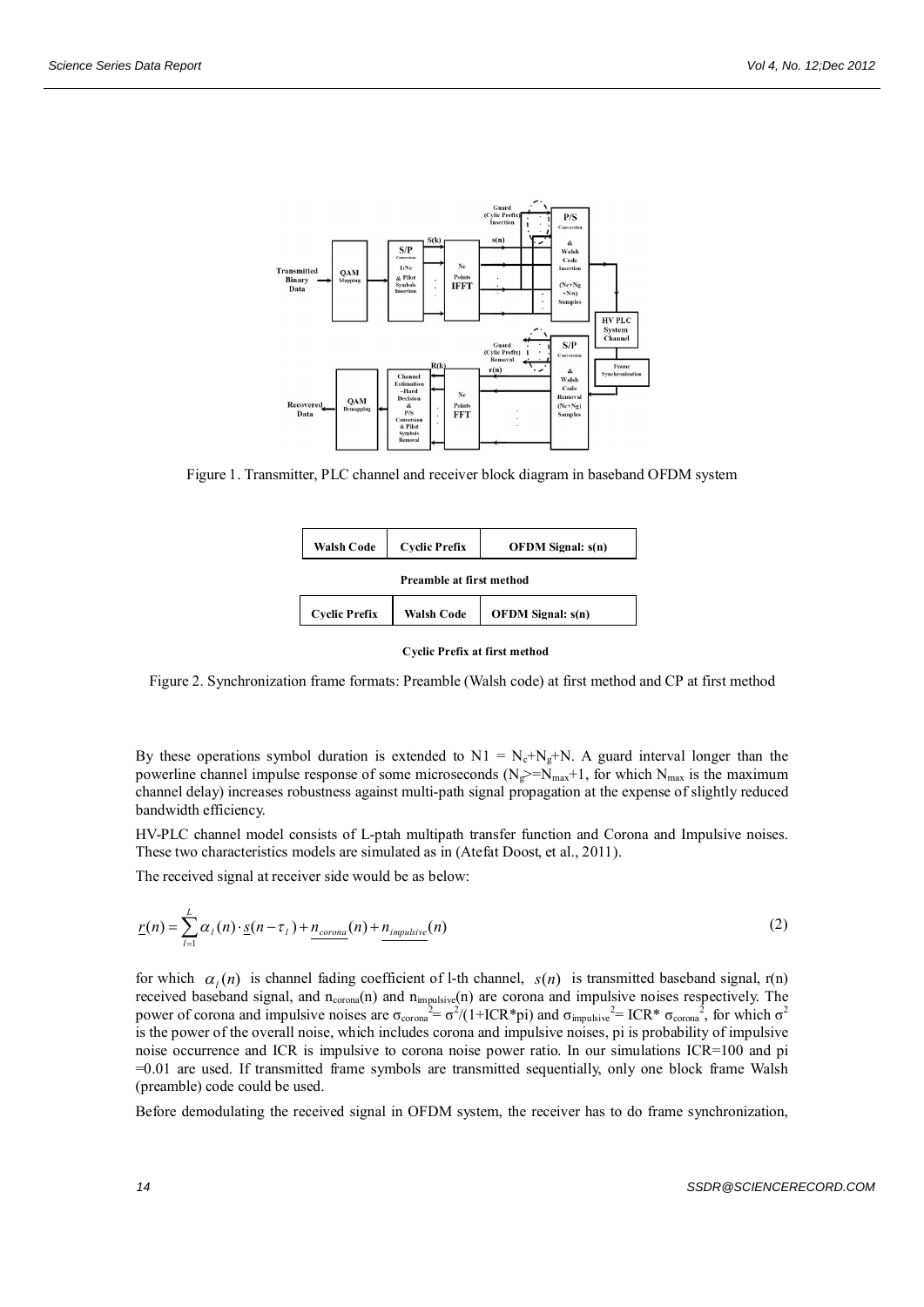Figure 1. Transmitter, PLC channel and receiver block diagram in baseband OFDM system

Walsh Code | Cyclic Prefix | OFDM Signal: s(n)

**Preamble at first method**

Cyclic Prefix | Walsh Code | OFDM Signal: s(n)

**Cyclic Prefix at first method**

Figure 2. Synchronization frame formats: Preamble (Walsh code) at first method and CP at first method

By these operations symbol duration is extended to $N1 = N_c+N_g+N$. A guard interval longer than the powerline channel impulse response of some microseconds ($N_g>=N_{max}+1$, for which $N_{max}$ is the maximum channel delay) increases robustness against multi-path signal propagation at the expense of slightly reduced bandwidth efficiency.

HV-PLC channel model consists of L-ptah multipath transfer function and Corona and Impulsive noises. These two characteristics models are simulated as in (Atefat Doost, et al., 2011).

The received signal at receiver side would be as below:

$$\underline{r}(n) = \sum_{l=1}^{L} \alpha_l(n) \cdot \underline{s}(n-\tau_l) + \underline{n_{corona}}(n) + \underline{n_{impulsive}}(n) \tag{2}$$

for which $\alpha_l(n)$ is channel fading coefficient of l-th channel, $s(n)$ is transmitted baseband signal, r(n) received baseband signal, and $n_{corona}(n)$ and $n_{impulsive}(n)$ are corona and impulsive noises respectively. The power of corona and impulsive noises are $\sigma_{corona}^2= \sigma^2/(1+ICR*pi)$ and $\sigma_{impulsive}^2= ICR* \sigma_{corona}^2$, for which $\sigma^2$ is the power of the overall noise, which includes corona and impulsive noises, pi is probability of impulsive noise occurrence and ICR is impulsive to corona noise power ratio. In our simulations ICR=100 and pi =0.01 are used. If transmitted frame symbols are transmitted sequentially, only one block frame Walsh (preamble) code could be used.

Before demodulating the received signal in OFDM system, the receiver has to do frame synchronization,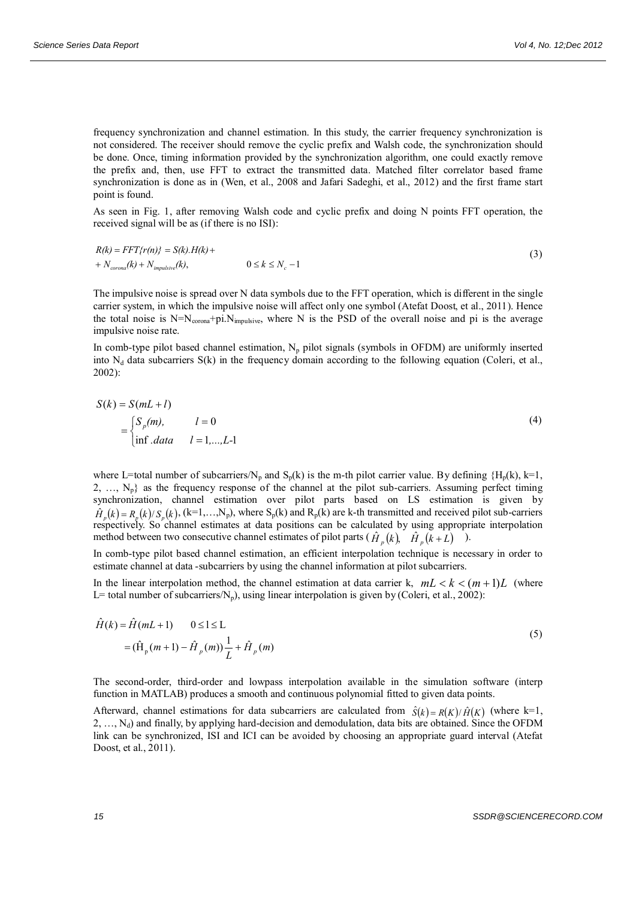frequency synchronization and channel estimation. In this study, the carrier frequency synchronization is not considered. The receiver should remove the cyclic prefix and Walsh code, the synchronization should be done. Once, timing information provided by the synchronization algorithm, one could exactly remove the prefix and, then, use FFT to extract the transmitted data. Matched filter correlator based frame synchronization is done as in (Wen, et al., 2008 and Jafari Sadeghi, et al., 2012) and the first frame start point is found.

As seen in Fig. 1, after removing Walsh code and cyclic prefix and doing N points FFT operation, the received signal will be as (if there is no ISI):

$$
\begin{aligned}
&R(k) = FFT\{r(n)\} = S(k).H(k) + \\
&+ N_{corona}(k) + N_{impulsive}(k), \qquad 0 \le k \le N_c - 1
\end{aligned} \tag{3}
$$

The impulsive noise is spread over N data symbols due to the FFT operation, which is different in the single carrier system, in which the impulsive noise will affect only one symbol (Atefat Doost, et al., 2011). Hence the total noise is $N=N_{corona}+pi.N_{impulsive}$, where N is the PSD of the overall noise and pi is the average impulsive noise rate.

In comb-type pilot based channel estimation, $N_p$ pilot signals (symbols in OFDM) are uniformly inserted into $N_d$ data subcarriers S(k) in the frequency domain according to the following equation (Coleri, et al., 2002):

$$
\begin{aligned}
S(k) &= S(mL + l) \\
&= \begin{cases} S_p(m), & l = 0 \\ \inf.data & l = 1,...,L\text{-}1 \end{cases}
\end{aligned} \tag{4}
$$

where L=total number of subcarriers/$N_p$ and $S_p(k)$ is the m-th pilot carrier value. By defining $\{H_p(k), k=1, 2, \ldots, N_p\}$ as the frequency response of the channel at the pilot sub-carriers. Assuming perfect timing synchronization, channel estimation over pilot parts based on LS estimation is given by $\hat{H}_p(k) = R_p(k)/S_p(k)$, ($k=1,\ldots,N_p$), where $S_p(k)$ and $R_p(k)$ are k-th transmitted and received pilot sub-carriers respectively. So channel estimates at data positions can be calculated by using appropriate interpolation method between two consecutive channel estimates of pilot parts ($\hat{H}_p(k)$, $\hat{H}_p(k+L)$ ).

In comb-type pilot based channel estimation, an efficient interpolation technique is necessary in order to estimate channel at data -subcarriers by using the channel information at pilot subcarriers.

In the linear interpolation method, the channel estimation at data carrier k, $mL < k < (m+1)L$ (where L= total number of subcarriers/$N_p$), using linear interpolation is given by (Coleri, et al., 2002):

$$
\begin{aligned}
\hat{H}(k) &= \hat{H}(mL + 1) \qquad 0 \le 1 \le \mathrm{L} \\
&= (\hat{\mathrm{H}}_{\mathrm{p}}(m+1) - \hat{H}_p(m))\frac{1}{L} + \hat{H}_p(m)
\end{aligned} \tag{5}
$$

The second-order, third-order and lowpass interpolation available in the simulation software (interp function in MATLAB) produces a smooth and continuous polynomial fitted to given data points.

Afterward, channel estimations for data subcarriers are calculated from $\hat{S}(k) = R(K)/\hat{H}(K)$ (where k=1, 2, …, $N_d$) and finally, by applying hard-decision and demodulation, data bits are obtained. Since the OFDM link can be synchronized, ISI and ICI can be avoided by choosing an appropriate guard interval (Atefat Doost, et al., 2011).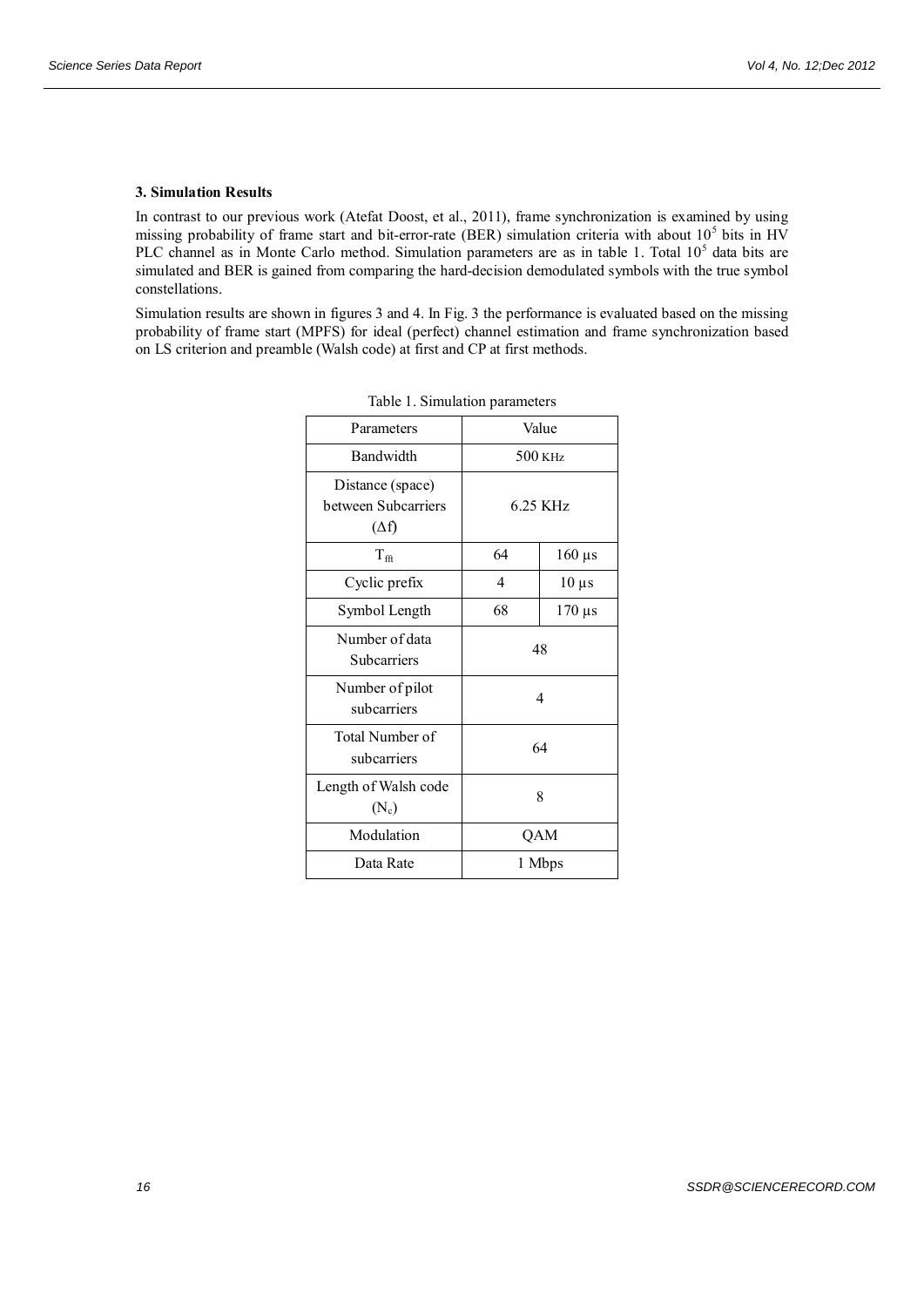### 3. Simulation Results

In contrast to our previous work (Atefat Doost, et al., 2011), frame synchronization is examined by using missing probability of frame start and bit-error-rate (BER) simulation criteria with about $10^5$ bits in HV PLC channel as in Monte Carlo method. Simulation parameters are as in table 1. Total $10^5$ data bits are simulated and BER is gained from comparing the hard-decision demodulated symbols with the true symbol constellations.

Simulation results are shown in figures 3 and 4. In Fig. 3 the performance is evaluated based on the missing probability of frame start (MPFS) for ideal (perfect) channel estimation and frame synchronization based on LS criterion and preamble (Walsh code) at first and CP at first methods.

Table 1. Simulation parameters

| Parameters | Value | |
|---|---|---|
| Bandwidth | 500 KHz | |
| Distance (space) between Subcarriers ($\Delta f$) | 6.25 KHz | |
| $T_{fft}$ | 64 | 160 µs |
| Cyclic prefix | 4 | 10 µs |
| Symbol Length | 68 | 170 µs |
| Number of data Subcarriers | 48 | |
| Number of pilot subcarriers | 4 | |
| Total Number of subcarriers | 64 | |
| Length of Walsh code ($N_c$) | 8 | |
| Modulation | QAM | |
| Data Rate | 1 Mbps | |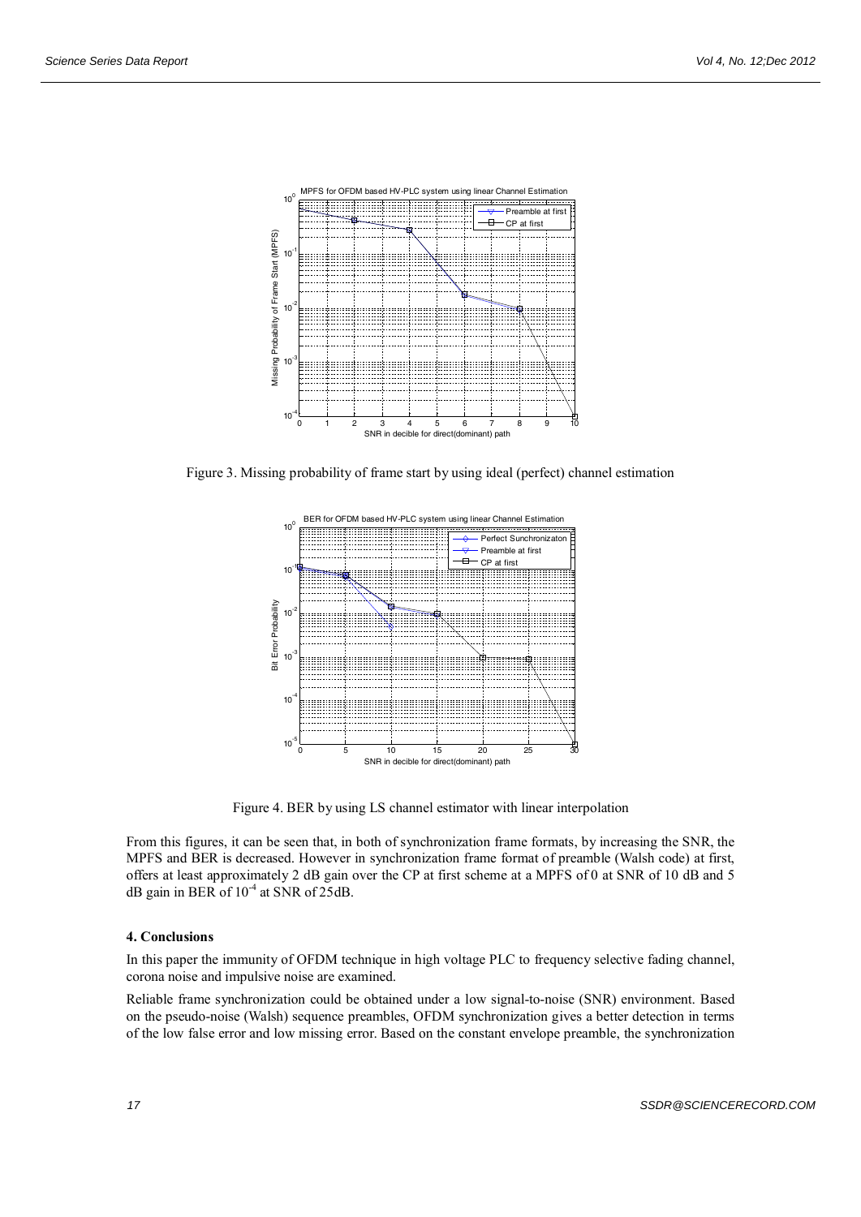MPFS for OFDM based HV-PLC system using linear Channel Estimation

Missing Probability of Frame Start (MPFS)

SNR in decible for direct(dominant) path

Preamble at first

CP at first

$10^0$, $10^{-1}$, $10^{-2}$, $10^{-3}$, $10^{-4}$

0 1 2 3 4 5 6 7 8 9 10

Figure 3. Missing probability of frame start by using ideal (perfect) channel estimation

BER for OFDM based HV-PLC system using linear Channel Estimation

Bit Error Probability

SNR in decible for direct(dominant) path

Perfect Sunchronizaton

Preamble at first

CP at first

$10^0$, $10^{-1}$, $10^{-2}$, $10^{-3}$, $10^{-4}$, $10^{-5}$

0 5 10 15 20 25 30

Figure 4. BER by using LS channel estimator with linear interpolation

From this figures, it can be seen that, in both of synchronization frame formats, by increasing the SNR, the MPFS and BER is decreased. However in synchronization frame format of preamble (Walsh code) at first, offers at least approximately 2 dB gain over the CP at first scheme at a MPFS of 0 at SNR of 10 dB and 5 dB gain in BER of $10^{-4}$ at SNR of 25dB.

## 4. Conclusions

In this paper the immunity of OFDM technique in high voltage PLC to frequency selective fading channel, corona noise and impulsive noise are examined.

Reliable frame synchronization could be obtained under a low signal-to-noise (SNR) environment. Based on the pseudo-noise (Walsh) sequence preambles, OFDM synchronization gives a better detection in terms of the low false error and low missing error. Based on the constant envelope preamble, the synchronization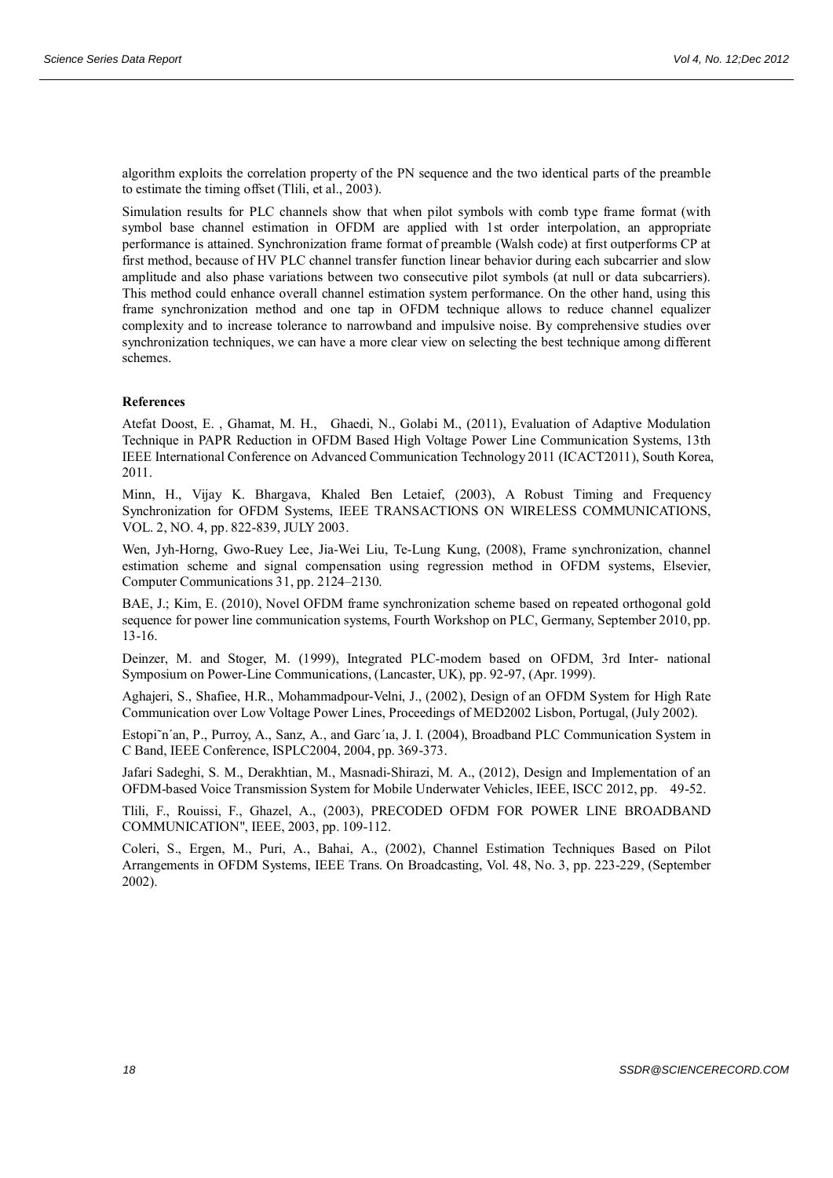algorithm exploits the correlation property of the PN sequence and the two identical parts of the preamble to estimate the timing offset (Tlili, et al., 2003).

Simulation results for PLC channels show that when pilot symbols with comb type frame format (with symbol base channel estimation in OFDM are applied with 1st order interpolation, an appropriate performance is attained. Synchronization frame format of preamble (Walsh code) at first outperforms CP at first method, because of HV PLC channel transfer function linear behavior during each subcarrier and slow amplitude and also phase variations between two consecutive pilot symbols (at null or data subcarriers). This method could enhance overall channel estimation system performance. On the other hand, using this frame synchronization method and one tap in OFDM technique allows to reduce channel equalizer complexity and to increase tolerance to narrowband and impulsive noise. By comprehensive studies over synchronization techniques, we can have a more clear view on selecting the best technique among different schemes.

**References**

Atefat Doost, E. , Ghamat, M. H., Ghaedi, N., Golabi M., (2011), Evaluation of Adaptive Modulation Technique in PAPR Reduction in OFDM Based High Voltage Power Line Communication Systems, 13th IEEE International Conference on Advanced Communication Technology 2011 (ICACT2011), South Korea, 2011.

Minn, H., Vijay K. Bhargava, Khaled Ben Letaief, (2003), A Robust Timing and Frequency Synchronization for OFDM Systems, IEEE TRANSACTIONS ON WIRELESS COMMUNICATIONS, VOL. 2, NO. 4, pp. 822-839, JULY 2003.

Wen, Jyh-Horng, Gwo-Ruey Lee, Jia-Wei Liu, Te-Lung Kung, (2008), Frame synchronization, channel estimation scheme and signal compensation using regression method in OFDM systems, Elsevier, Computer Communications 31, pp. 2124–2130.

BAE, J.; Kim, E. (2010), Novel OFDM frame synchronization scheme based on repeated orthogonal gold sequence for power line communication systems, Fourth Workshop on PLC, Germany, September 2010, pp. 13-16.

Deinzer, M. and Stoger, M. (1999), Integrated PLC-modem based on OFDM, 3rd Inter- national Symposium on Power-Line Communications, (Lancaster, UK), pp. 92-97, (Apr. 1999).

Aghajeri, S., Shafiee, H.R., Mohammadpour-Velni, J., (2002), Design of an OFDM System for High Rate Communication over Low Voltage Power Lines, Proceedings of MED2002 Lisbon, Portugal, (July 2002).

Estopi˜n´an, P., Purroy, A., Sanz, A., and Garc´ıa, J. I. (2004), Broadband PLC Communication System in C Band, IEEE Conference, ISPLC2004, 2004, pp. 369-373.

Jafari Sadeghi, S. M., Derakhtian, M., Masnadi-Shirazi, M. A., (2012), Design and Implementation of an OFDM-based Voice Transmission System for Mobile Underwater Vehicles, IEEE, ISCC 2012, pp. 49-52.

Tlili, F., Rouissi, F., Ghazel, A., (2003), PRECODED OFDM FOR POWER LINE BROADBAND COMMUNICATION", IEEE, 2003, pp. 109-112.

Coleri, S., Ergen, M., Puri, A., Bahai, A., (2002), Channel Estimation Techniques Based on Pilot Arrangements in OFDM Systems, IEEE Trans. On Broadcasting, Vol. 48, No. 3, pp. 223-229, (September 2002).